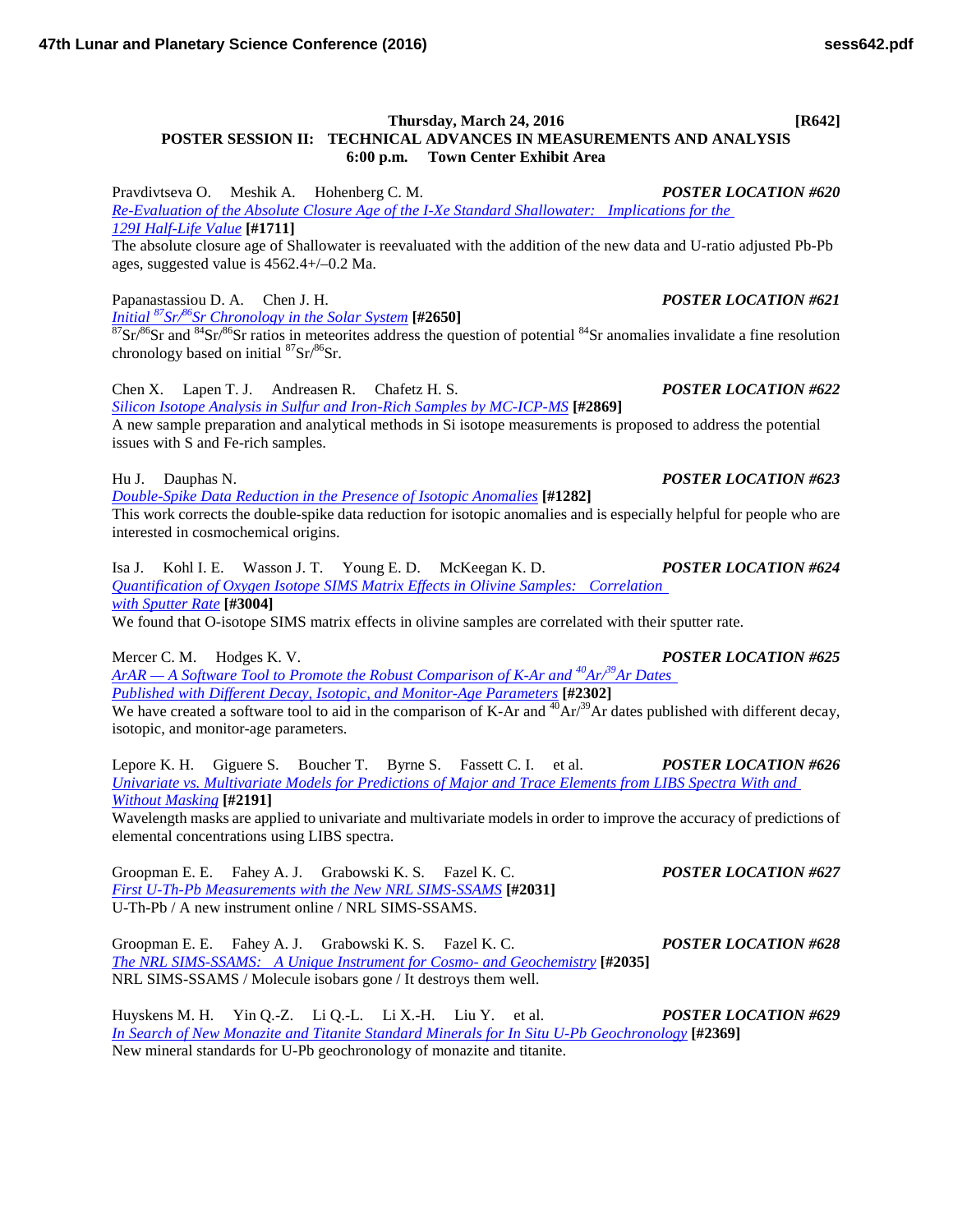**Thursday, March 24, 2016 [R642]**

## POSTER SESSION II: TECHNICAL ADVANCES IN MEASUREMENTS AND ANALYSIS

**6:00 p.m. Town Center Exhibit Area**

Pravdivtseva O. Meshik A. Hohenberg C. M. ***POSTER LOCATION #620***

*Re-Evaluation of the Absolute Closure Age of the I-Xe Standard Shallowater: Implications for the 129I Half-Life Value* **[#1711]**

The absolute closure age of Shallowater is reevaluated with the addition of the new data and U-ratio adjusted Pb-Pb ages, suggested value is 4562.4+/–0.2 Ma.

Papanastassiou D. A. Chen J. H. ***POSTER LOCATION #621***

*Initial $^{87}Sr/^{86}Sr$ Chronology in the Solar System* **[#2650]**

$^{87}Sr/^{86}Sr$ and $^{84}Sr/^{86}Sr$ ratios in meteorites address the question of potential $^{84}Sr$ anomalies invalidate a fine resolution chronology based on initial $^{87}Sr/^{86}Sr$.

Chen X. Lapen T. J. Andreasen R. Chafetz H. S. ***POSTER LOCATION #622***

*Silicon Isotope Analysis in Sulfur and Iron-Rich Samples by MC-ICP-MS* **[#2869]**

A new sample preparation and analytical methods in Si isotope measurements is proposed to address the potential issues with S and Fe-rich samples.

Hu J. Dauphas N. ***POSTER LOCATION #623***

*Double-Spike Data Reduction in the Presence of Isotopic Anomalies* **[#1282]**

This work corrects the double-spike data reduction for isotopic anomalies and is especially helpful for people who are interested in cosmochemical origins.

Isa J. Kohl I. E. Wasson J. T. Young E. D. McKeegan K. D. ***POSTER LOCATION #624***

*Quantification of Oxygen Isotope SIMS Matrix Effects in Olivine Samples: Correlation with Sputter Rate* **[#3004]**

We found that O-isotope SIMS matrix effects in olivine samples are correlated with their sputter rate.

Mercer C. M. Hodges K. V. ***POSTER LOCATION #625***

*ArAR — A Software Tool to Promote the Robust Comparison of K-Ar and $^{40}Ar/^{39}Ar$ Dates Published with Different Decay, Isotopic, and Monitor-Age Parameters* **[#2302]**

We have created a software tool to aid in the comparison of K-Ar and $^{40}Ar/^{39}Ar$ dates published with different decay, isotopic, and monitor-age parameters.

Lepore K. H. Giguere S. Boucher T. Byrne S. Fassett C. I. et al. ***POSTER LOCATION #626***

*Univariate vs. Multivariate Models for Predictions of Major and Trace Elements from LIBS Spectra With and Without Masking* **[#2191]**

Wavelength masks are applied to univariate and multivariate models in order to improve the accuracy of predictions of elemental concentrations using LIBS spectra.

Groopman E. E. Fahey A. J. Grabowski K. S. Fazel K. C. ***POSTER LOCATION #627***

*First U-Th-Pb Measurements with the New NRL SIMS-SSAMS* **[#2031]**

U-Th-Pb / A new instrument online / NRL SIMS-SSAMS.

Groopman E. E. Fahey A. J. Grabowski K. S. Fazel K. C. ***POSTER LOCATION #628***

*The NRL SIMS-SSAMS: A Unique Instrument for Cosmo- and Geochemistry* **[#2035]**

NRL SIMS-SSAMS / Molecule isobars gone / It destroys them well.

Huyskens M. H. Yin Q.-Z. Li Q.-L. Li X.-H. Liu Y. et al. ***POSTER LOCATION #629***

*In Search of New Monazite and Titanite Standard Minerals for In Situ U-Pb Geochronology* **[#2369]**

New mineral standards for U-Pb geochronology of monazite and titanite.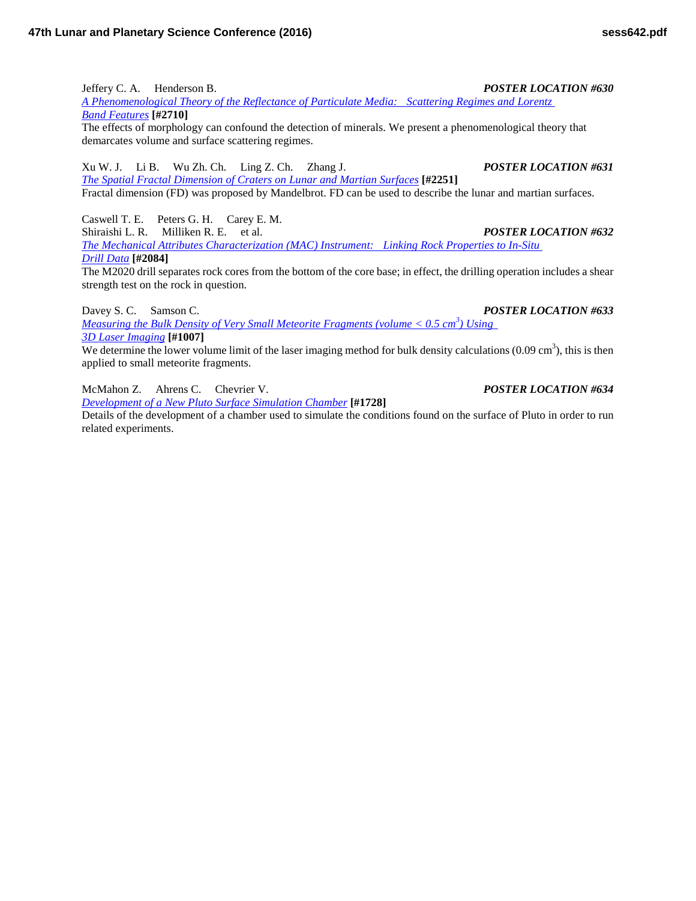Jeffery C. A. Henderson B. ***POSTER LOCATION #630***

[A Phenomenological Theory of the Reflectance of Particulate Media: Scattering Regimes and Lorentz Band Features]() **[#2710]**

The effects of morphology can confound the detection of minerals. We present a phenomenological theory that demarcates volume and surface scattering regimes.

Xu W. J. Li B. Wu Zh. Ch. Ling Z. Ch. Zhang J. ***POSTER LOCATION #631***

[The Spatial Fractal Dimension of Craters on Lunar and Martian Surfaces]() **[#2251]**

Fractal dimension (FD) was proposed by Mandelbrot. FD can be used to describe the lunar and martian surfaces.

Caswell T. E. Peters G. H. Carey E. M.
Shiraishi L. R. Milliken R. E. et al. ***POSTER LOCATION #632***

[The Mechanical Attributes Characterization (MAC) Instrument: Linking Rock Properties to In-Situ Drill Data]() **[#2084]**

The M2020 drill separates rock cores from the bottom of the core base; in effect, the drilling operation includes a shear strength test on the rock in question.

Davey S. C. Samson C. ***POSTER LOCATION #633***

[Measuring the Bulk Density of Very Small Meteorite Fragments (volume < 0.5 $cm^3$) Using 3D Laser Imaging]() **[#1007]**

We determine the lower volume limit of the laser imaging method for bulk density calculations (0.09 $cm^3$), this is then applied to small meteorite fragments.

McMahon Z. Ahrens C. Chevrier V. ***POSTER LOCATION #634***

[Development of a New Pluto Surface Simulation Chamber]() **[#1728]**

Details of the development of a chamber used to simulate the conditions found on the surface of Pluto in order to run related experiments.